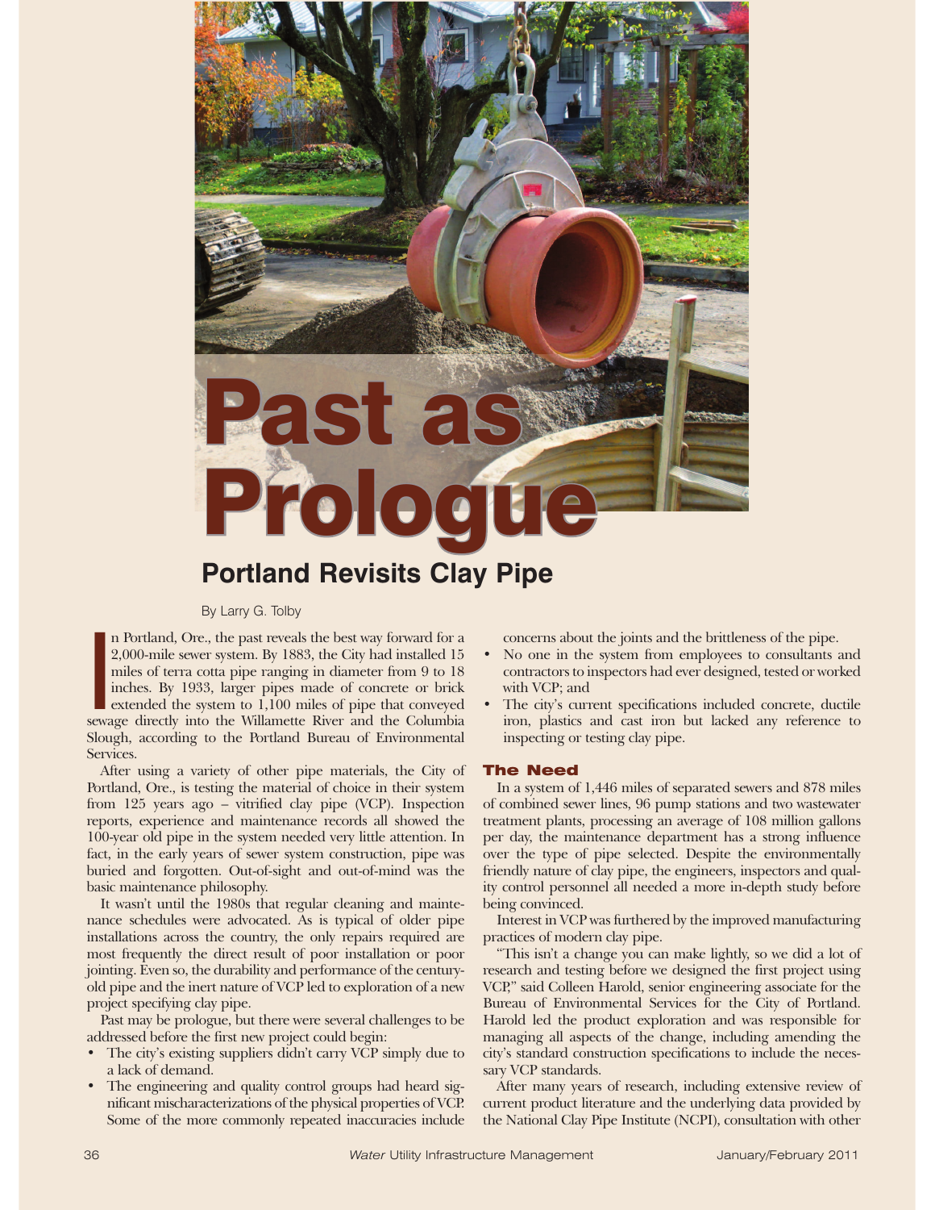# Past as Prologue

## Portland Revisits Clay Pipe

By Larry G. Tolby

In Portland, Ore., the past reveals the best way forward for a 2,000-mile sewer system. By 1883, the City had installed 15 miles of terra cotta pipe ranging in diameter from 9 to 18 inches. By 1933, larger pipes made of concrete or brick extended the system to 1,100 miles of pipe that conveyed sewage directly into the Willamette River and the Columbia Slough, according to the Portland Bureau of Environmental Services.

After using a variety of other pipe materials, the City of Portland, Ore., is testing the material of choice in their system from 125 years ago – vitrified clay pipe (VCP). Inspection reports, experience and maintenance records all showed the 100-year old pipe in the system needed very little attention. In fact, in the early years of sewer system construction, pipe was buried and forgotten. Out-of-sight and out-of-mind was the basic maintenance philosophy.

It wasn't until the 1980s that regular cleaning and maintenance schedules were advocated. As is typical of older pipe installations across the country, the only repairs required are most frequently the direct result of poor installation or poor jointing. Even so, the durability and performance of the century-old pipe and the inert nature of VCP led to exploration of a new project specifying clay pipe.

Past may be prologue, but there were several challenges to be addressed before the first new project could begin:

- The city's existing suppliers didn't carry VCP simply due to a lack of demand.
- The engineering and quality control groups had heard significant mischaracterizations of the physical properties of VCP. Some of the more commonly repeated inaccuracies include concerns about the joints and the brittleness of the pipe.
- No one in the system from employees to consultants and contractors to inspectors had ever designed, tested or worked with VCP; and
- The city's current specifications included concrete, ductile iron, plastics and cast iron but lacked any reference to inspecting or testing clay pipe.

### The Need

In a system of 1,446 miles of separated sewers and 878 miles of combined sewer lines, 96 pump stations and two wastewater treatment plants, processing an average of 108 million gallons per day, the maintenance department has a strong influence over the type of pipe selected. Despite the environmentally friendly nature of clay pipe, the engineers, inspectors and quality control personnel all needed a more in-depth study before being convinced.

Interest in VCP was furthered by the improved manufacturing practices of modern clay pipe.

"This isn't a change you can make lightly, so we did a lot of research and testing before we designed the first project using VCP," said Colleen Harold, senior engineering associate for the Bureau of Environmental Services for the City of Portland. Harold led the product exploration and was responsible for managing all aspects of the change, including amending the city's standard construction specifications to include the necessary VCP standards.

After many years of research, including extensive review of current product literature and the underlying data provided by the National Clay Pipe Institute (NCPI), consultation with other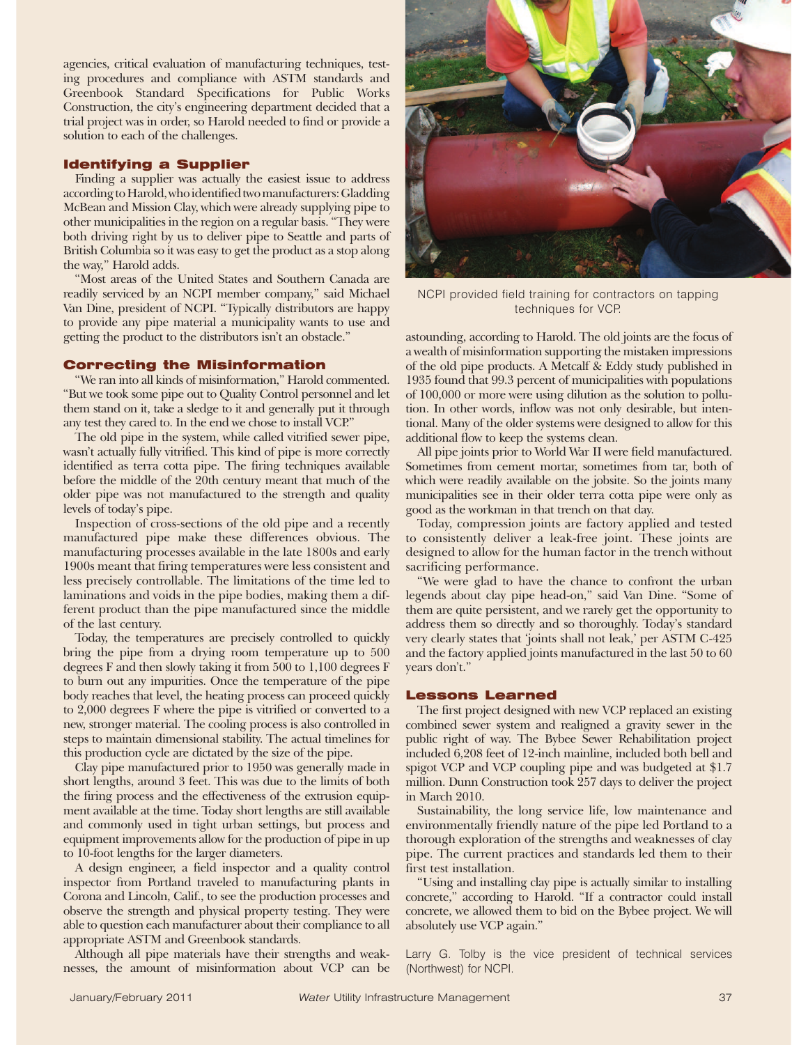agencies, critical evaluation of manufacturing techniques, testing procedures and compliance with ASTM standards and Greenbook Standard Specifications for Public Works Construction, the city's engineering department decided that a trial project was in order, so Harold needed to find or provide a solution to each of the challenges.

## Identifying a Supplier

Finding a supplier was actually the easiest issue to address according to Harold, who identified two manufacturers: Gladding McBean and Mission Clay, which were already supplying pipe to other municipalities in the region on a regular basis. "They were both driving right by us to deliver pipe to Seattle and parts of British Columbia so it was easy to get the product as a stop along the way," Harold adds.

"Most areas of the United States and Southern Canada are readily serviced by an NCPI member company," said Michael Van Dine, president of NCPI. "Typically distributors are happy to provide any pipe material a municipality wants to use and getting the product to the distributors isn't an obstacle."

## Correcting the Misinformation

"We ran into all kinds of misinformation," Harold commented. "But we took some pipe out to Quality Control personnel and let them stand on it, take a sledge to it and generally put it through any test they cared to. In the end we chose to install VCP."

The old pipe in the system, while called vitrified sewer pipe, wasn't actually fully vitrified. This kind of pipe is more correctly identified as terra cotta pipe. The firing techniques available before the middle of the 20th century meant that much of the older pipe was not manufactured to the strength and quality levels of today's pipe.

Inspection of cross-sections of the old pipe and a recently manufactured pipe make these differences obvious. The manufacturing processes available in the late 1800s and early 1900s meant that firing temperatures were less consistent and less precisely controllable. The limitations of the time led to laminations and voids in the pipe bodies, making them a different product than the pipe manufactured since the middle of the last century.

Today, the temperatures are precisely controlled to quickly bring the pipe from a drying room temperature up to 500 degrees F and then slowly taking it from 500 to 1,100 degrees F to burn out any impurities. Once the temperature of the pipe body reaches that level, the heating process can proceed quickly to 2,000 degrees F where the pipe is vitrified or converted to a new, stronger material. The cooling process is also controlled in steps to maintain dimensional stability. The actual timelines for this production cycle are dictated by the size of the pipe.

Clay pipe manufactured prior to 1950 was generally made in short lengths, around 3 feet. This was due to the limits of both the firing process and the effectiveness of the extrusion equipment available at the time. Today short lengths are still available and commonly used in tight urban settings, but process and equipment improvements allow for the production of pipe in up to 10-foot lengths for the larger diameters.

A design engineer, a field inspector and a quality control inspector from Portland traveled to manufacturing plants in Corona and Lincoln, Calif., to see the production processes and observe the strength and physical property testing. They were able to question each manufacturer about their compliance to all appropriate ASTM and Greenbook standards.

Although all pipe materials have their strengths and weaknesses, the amount of misinformation about VCP can be astounding, according to Harold. The old joints are the focus of a wealth of misinformation supporting the mistaken impressions of the old pipe products. A Metcalf & Eddy study published in 1935 found that 99.3 percent of municipalities with populations of 100,000 or more were using dilution as the solution to pollution. In other words, inflow was not only desirable, but intentional. Many of the older systems were designed to allow for this additional flow to keep the systems clean.

All pipe joints prior to World War II were field manufactured. Sometimes from cement mortar, sometimes from tar, both of which were readily available on the jobsite. So the joints many municipalities see in their older terra cotta pipe were only as good as the workman in that trench on that day.

Today, compression joints are factory applied and tested to consistently deliver a leak-free joint. These joints are designed to allow for the human factor in the trench without sacrificing performance.

"We were glad to have the chance to confront the urban legends about clay pipe head-on," said Van Dine. "Some of them are quite persistent, and we rarely get the opportunity to address them so directly and so thoroughly. Today's standard very clearly states that 'joints shall not leak,' per ASTM C-425 and the factory applied joints manufactured in the last 50 to 60 years don't."

NCPI provided field training for contractors on tapping techniques for VCP.

## Lessons Learned

The first project designed with new VCP replaced an existing combined sewer system and realigned a gravity sewer in the public right of way. The Bybee Sewer Rehabilitation project included 6,208 feet of 12-inch mainline, included both bell and spigot VCP and VCP coupling pipe and was budgeted at $1.7 million. Dunn Construction took 257 days to deliver the project in March 2010.

Sustainability, the long service life, low maintenance and environmentally friendly nature of the pipe led Portland to a thorough exploration of the strengths and weaknesses of clay pipe. The current practices and standards led them to their first test installation.

"Using and installing clay pipe is actually similar to installing concrete," according to Harold. "If a contractor could install concrete, we allowed them to bid on the Bybee project. We will absolutely use VCP again."

Larry G. Tolby is the vice president of technical services (Northwest) for NCPI.